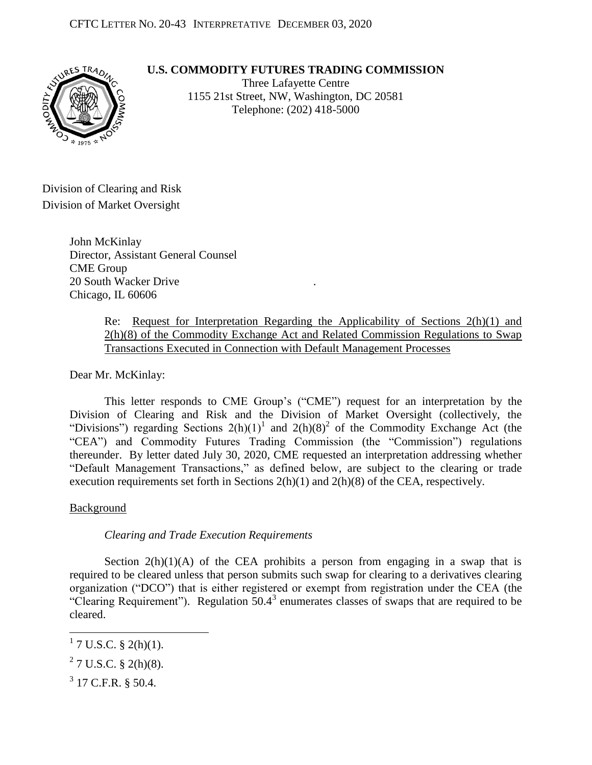CFTC LETTER NO. 20-43 INTERPRETATIVE DECEMBER 03, 2020

**U.S. COMMODITY FUTURES TRADING COMMISSION**

Three Lafayette Centre
1155 21st Street, NW, Washington, DC 20581
Telephone: (202) 418-5000

Division of Clearing and Risk
Division of Market Oversight

John McKinlay
Director, Assistant General Counsel
CME Group
20 South Wacker Drive
Chicago, IL 60606

Re: Request for Interpretation Regarding the Applicability of Sections 2(h)(1) and 2(h)(8) of the Commodity Exchange Act and Related Commission Regulations to Swap Transactions Executed in Connection with Default Management Processes

Dear Mr. McKinlay:

This letter responds to CME Group's ("CME") request for an interpretation by the Division of Clearing and Risk and the Division of Market Oversight (collectively, the "Divisions") regarding Sections 2(h)(1)[1] and 2(h)(8)[2] of the Commodity Exchange Act (the "CEA") and Commodity Futures Trading Commission (the "Commission") regulations thereunder. By letter dated July 30, 2020, CME requested an interpretation addressing whether "Default Management Transactions," as defined below, are subject to the clearing or trade execution requirements set forth in Sections 2(h)(1) and 2(h)(8) of the CEA, respectively.

Background

*Clearing and Trade Execution Requirements*

Section 2(h)(1)(A) of the CEA prohibits a person from engaging in a swap that is required to be cleared unless that person submits such swap for clearing to a derivatives clearing organization ("DCO") that is either registered or exempt from registration under the CEA (the "Clearing Requirement"). Regulation 50.4[3] enumerates classes of swaps that are required to be cleared.

---

[1] 7 U.S.C. § 2(h)(1).

[2] 7 U.S.C. § 2(h)(8).

[3] 17 C.F.R. § 50.4.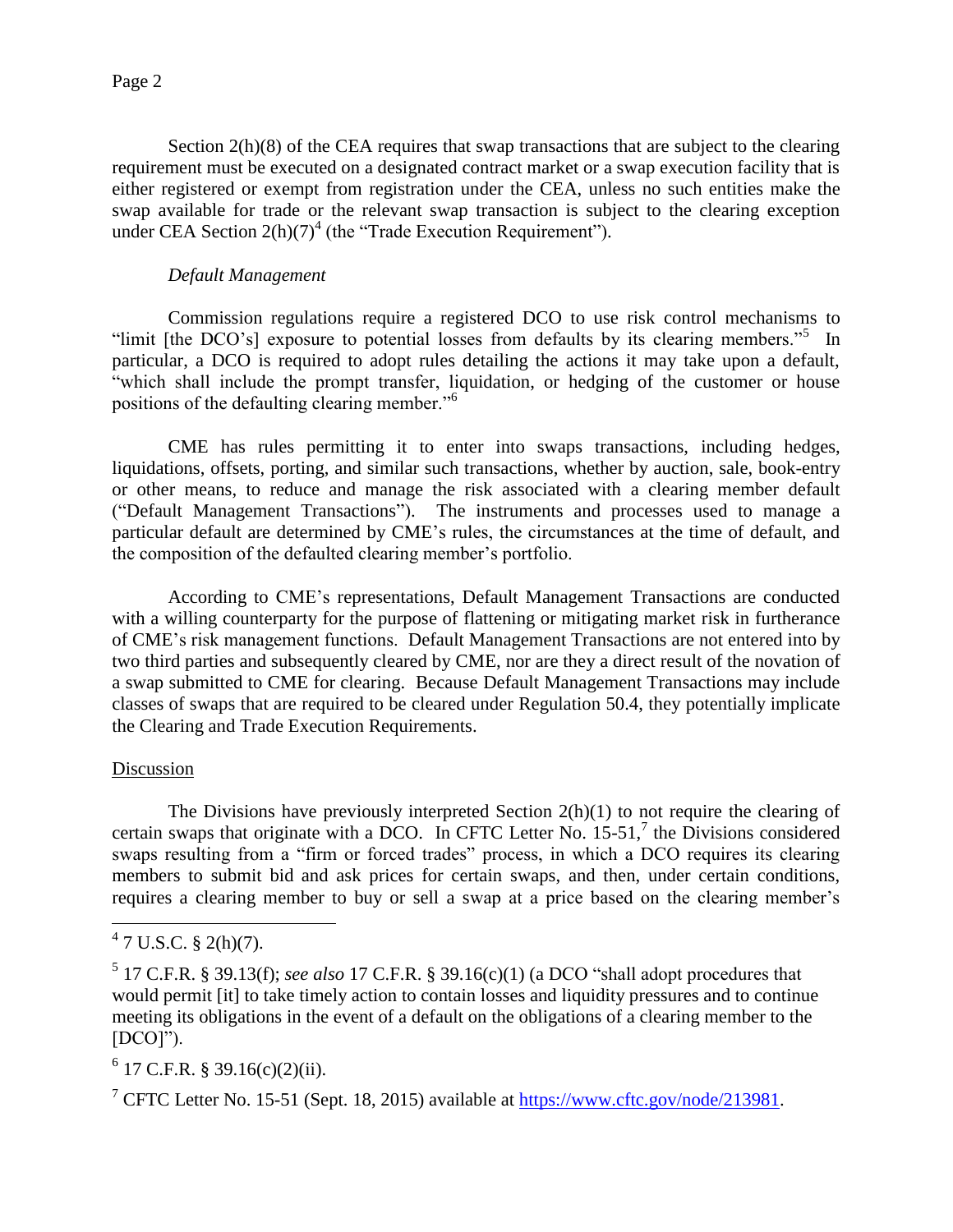Section 2(h)(8) of the CEA requires that swap transactions that are subject to the clearing requirement must be executed on a designated contract market or a swap execution facility that is either registered or exempt from registration under the CEA, unless no such entities make the swap available for trade or the relevant swap transaction is subject to the clearing exception under CEA Section 2(h)(7)[4] (the "Trade Execution Requirement").

*Default Management*

Commission regulations require a registered DCO to use risk control mechanisms to "limit [the DCO's] exposure to potential losses from defaults by its clearing members."[5] In particular, a DCO is required to adopt rules detailing the actions it may take upon a default, "which shall include the prompt transfer, liquidation, or hedging of the customer or house positions of the defaulting clearing member."[6]

CME has rules permitting it to enter into swaps transactions, including hedges, liquidations, offsets, porting, and similar such transactions, whether by auction, sale, book-entry or other means, to reduce and manage the risk associated with a clearing member default ("Default Management Transactions"). The instruments and processes used to manage a particular default are determined by CME's rules, the circumstances at the time of default, and the composition of the defaulted clearing member's portfolio.

According to CME's representations, Default Management Transactions are conducted with a willing counterparty for the purpose of flattening or mitigating market risk in furtherance of CME's risk management functions. Default Management Transactions are not entered into by two third parties and subsequently cleared by CME, nor are they a direct result of the novation of a swap submitted to CME for clearing. Because Default Management Transactions may include classes of swaps that are required to be cleared under Regulation 50.4, they potentially implicate the Clearing and Trade Execution Requirements.

Discussion

The Divisions have previously interpreted Section 2(h)(1) to not require the clearing of certain swaps that originate with a DCO. In CFTC Letter No. 15-51,[7] the Divisions considered swaps resulting from a "firm or forced trades" process, in which a DCO requires its clearing members to submit bid and ask prices for certain swaps, and then, under certain conditions, requires a clearing member to buy or sell a swap at a price based on the clearing member's

---

[4] 7 U.S.C. § 2(h)(7).

[5] 17 C.F.R. § 39.13(f); *see also* 17 C.F.R. § 39.16(c)(1) (a DCO "shall adopt procedures that would permit [it] to take timely action to contain losses and liquidity pressures and to continue meeting its obligations in the event of a default on the obligations of a clearing member to the [DCO]").

[6] 17 C.F.R. § 39.16(c)(2)(ii).

[7] CFTC Letter No. 15-51 (Sept. 18, 2015) available at https://www.cftc.gov/node/213981.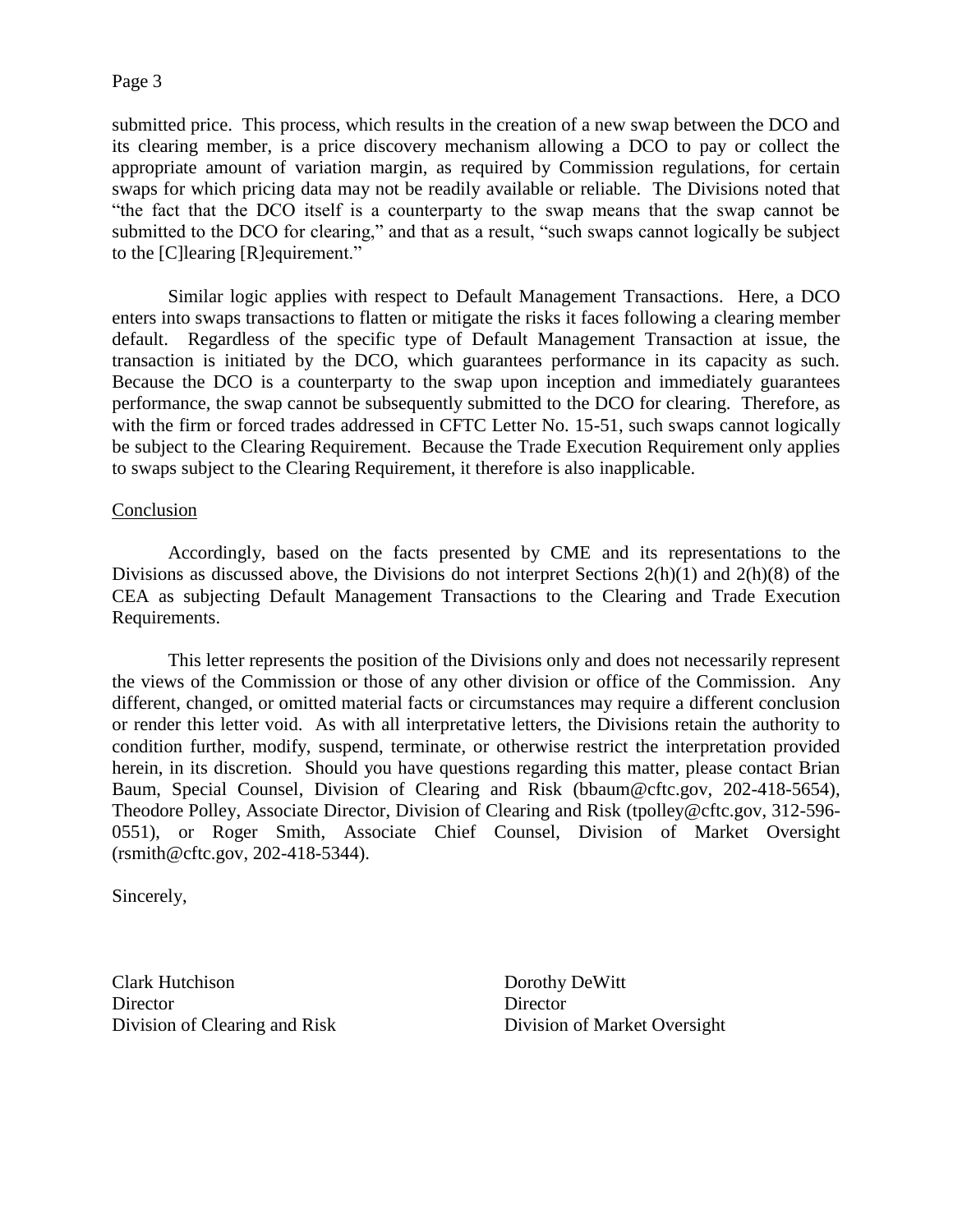submitted price. This process, which results in the creation of a new swap between the DCO and its clearing member, is a price discovery mechanism allowing a DCO to pay or collect the appropriate amount of variation margin, as required by Commission regulations, for certain swaps for which pricing data may not be readily available or reliable. The Divisions noted that "the fact that the DCO itself is a counterparty to the swap means that the swap cannot be submitted to the DCO for clearing," and that as a result, "such swaps cannot logically be subject to the [C]learing [R]equirement."

Similar logic applies with respect to Default Management Transactions. Here, a DCO enters into swaps transactions to flatten or mitigate the risks it faces following a clearing member default. Regardless of the specific type of Default Management Transaction at issue, the transaction is initiated by the DCO, which guarantees performance in its capacity as such. Because the DCO is a counterparty to the swap upon inception and immediately guarantees performance, the swap cannot be subsequently submitted to the DCO for clearing. Therefore, as with the firm or forced trades addressed in CFTC Letter No. 15-51, such swaps cannot logically be subject to the Clearing Requirement. Because the Trade Execution Requirement only applies to swaps subject to the Clearing Requirement, it therefore is also inapplicable.

## Conclusion

Accordingly, based on the facts presented by CME and its representations to the Divisions as discussed above, the Divisions do not interpret Sections 2(h)(1) and 2(h)(8) of the CEA as subjecting Default Management Transactions to the Clearing and Trade Execution Requirements.

This letter represents the position of the Divisions only and does not necessarily represent the views of the Commission or those of any other division or office of the Commission. Any different, changed, or omitted material facts or circumstances may require a different conclusion or render this letter void. As with all interpretative letters, the Divisions retain the authority to condition further, modify, suspend, terminate, or otherwise restrict the interpretation provided herein, in its discretion. Should you have questions regarding this matter, please contact Brian Baum, Special Counsel, Division of Clearing and Risk (bbaum@cftc.gov, 202-418-5654), Theodore Polley, Associate Director, Division of Clearing and Risk (tpolley@cftc.gov, 312-596-0551), or Roger Smith, Associate Chief Counsel, Division of Market Oversight (rsmith@cftc.gov, 202-418-5344).

Sincerely,

Clark Hutchison
Director
Division of Clearing and Risk

Dorothy DeWitt
Director
Division of Market Oversight